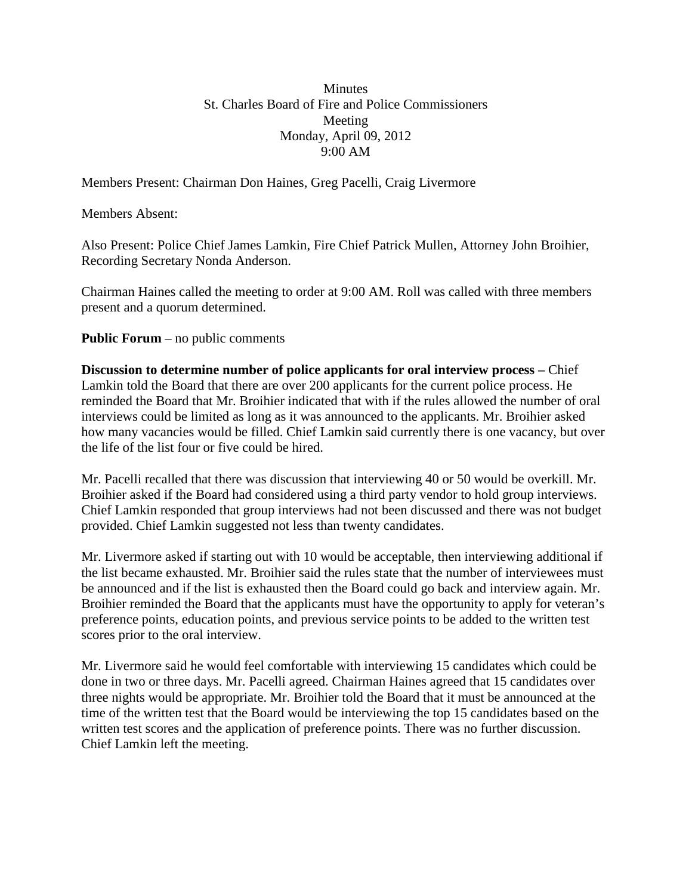Minutes
St. Charles Board of Fire and Police Commissioners
Meeting
Monday, April 09, 2012
9:00 AM

Members Present: Chairman Don Haines, Greg Pacelli, Craig Livermore

Members Absent:

Also Present: Police Chief James Lamkin, Fire Chief Patrick Mullen, Attorney John Broihier, Recording Secretary Nonda Anderson.

Chairman Haines called the meeting to order at 9:00 AM. Roll was called with three members present and a quorum determined.

**Public Forum** – no public comments

**Discussion to determine number of police applicants for oral interview process –** Chief Lamkin told the Board that there are over 200 applicants for the current police process. He reminded the Board that Mr. Broihier indicated that with if the rules allowed the number of oral interviews could be limited as long as it was announced to the applicants. Mr. Broihier asked how many vacancies would be filled. Chief Lamkin said currently there is one vacancy, but over the life of the list four or five could be hired.

Mr. Pacelli recalled that there was discussion that interviewing 40 or 50 would be overkill. Mr. Broihier asked if the Board had considered using a third party vendor to hold group interviews. Chief Lamkin responded that group interviews had not been discussed and there was not budget provided. Chief Lamkin suggested not less than twenty candidates.

Mr. Livermore asked if starting out with 10 would be acceptable, then interviewing additional if the list became exhausted. Mr. Broihier said the rules state that the number of interviewees must be announced and if the list is exhausted then the Board could go back and interview again. Mr. Broihier reminded the Board that the applicants must have the opportunity to apply for veteran's preference points, education points, and previous service points to be added to the written test scores prior to the oral interview.

Mr. Livermore said he would feel comfortable with interviewing 15 candidates which could be done in two or three days. Mr. Pacelli agreed. Chairman Haines agreed that 15 candidates over three nights would be appropriate. Mr. Broihier told the Board that it must be announced at the time of the written test that the Board would be interviewing the top 15 candidates based on the written test scores and the application of preference points. There was no further discussion. Chief Lamkin left the meeting.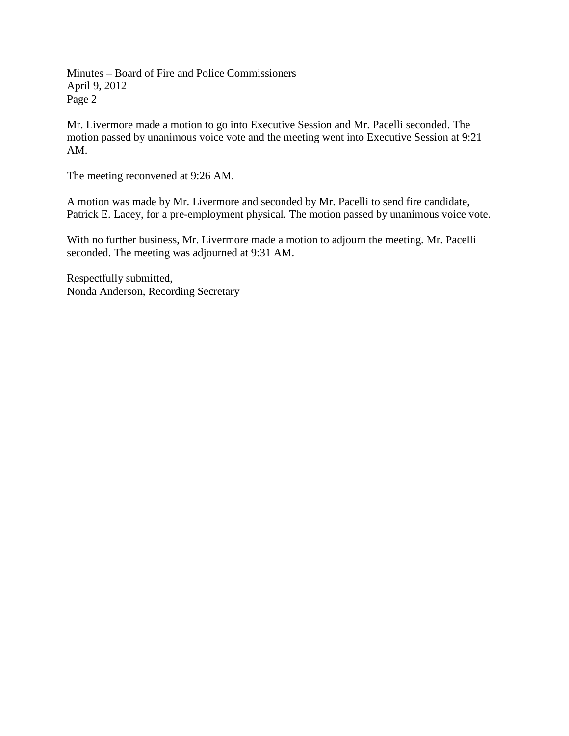Mr. Livermore made a motion to go into Executive Session and Mr. Pacelli seconded. The motion passed by unanimous voice vote and the meeting went into Executive Session at 9:21 AM.

The meeting reconvened at 9:26 AM.

A motion was made by Mr. Livermore and seconded by Mr. Pacelli to send fire candidate, Patrick E. Lacey, for a pre-employment physical. The motion passed by unanimous voice vote.

With no further business, Mr. Livermore made a motion to adjourn the meeting. Mr. Pacelli seconded. The meeting was adjourned at 9:31 AM.

Respectfully submitted,
Nonda Anderson, Recording Secretary